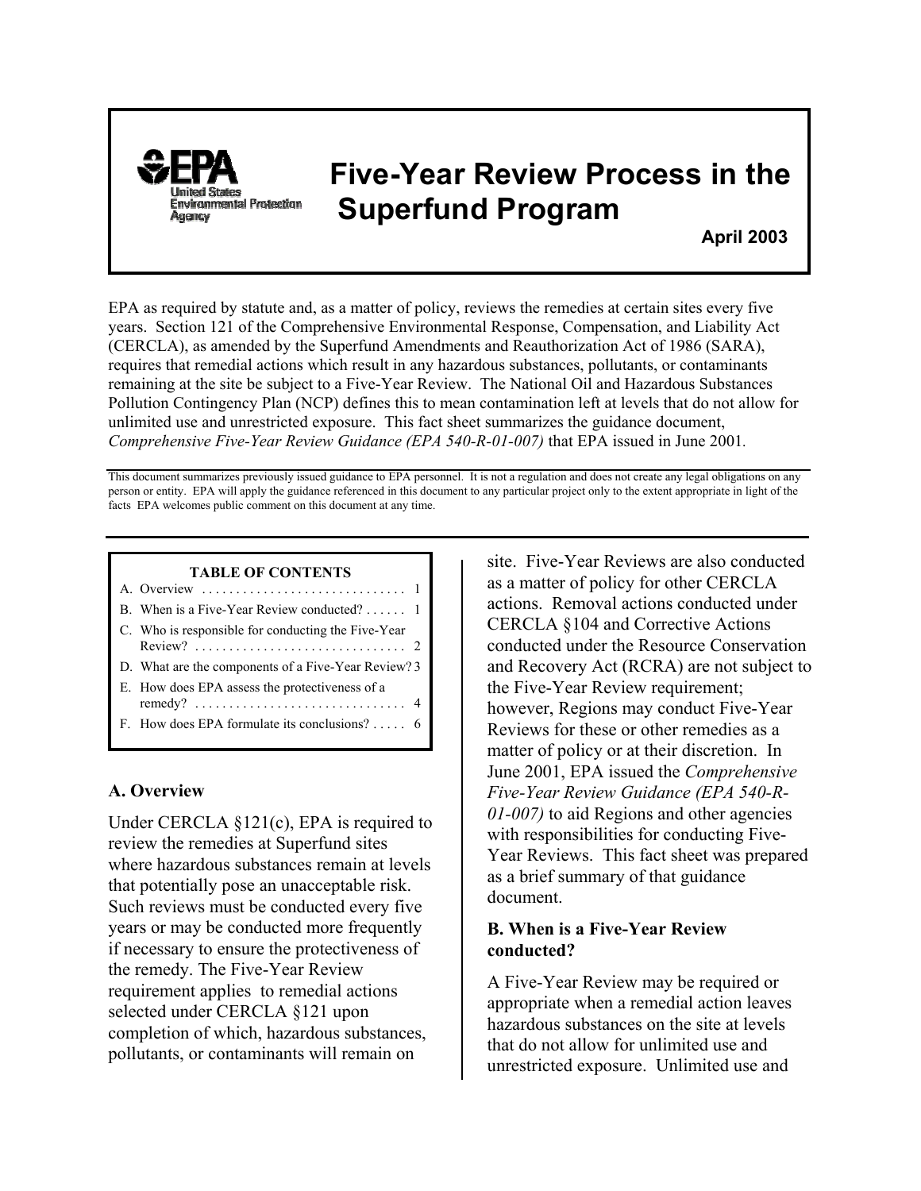United States Environmental Protection Agency

# Five-Year Review Process in the Superfund Program

**April 2003**

EPA as required by statute and, as a matter of policy, reviews the remedies at certain sites every five years. Section 121 of the Comprehensive Environmental Response, Compensation, and Liability Act (CERCLA), as amended by the Superfund Amendments and Reauthorization Act of 1986 (SARA), requires that remedial actions which result in any hazardous substances, pollutants, or contaminants remaining at the site be subject to a Five-Year Review. The National Oil and Hazardous Substances Pollution Contingency Plan (NCP) defines this to mean contamination left at levels that do not allow for unlimited use and unrestricted exposure. This fact sheet summarizes the guidance document, *Comprehensive Five-Year Review Guidance (EPA 540-R-01-007)* that EPA issued in June 2001.

This document summarizes previously issued guidance to EPA personnel. It is not a regulation and does not create any legal obligations on any person or entity. EPA will apply the guidance referenced in this document to any particular project only to the extent appropriate in light of the facts EPA welcomes public comment on this document at any time.

**TABLE OF CONTENTS**

| | |
|---|---|
| A. Overview | 1 |
| B. When is a Five-Year Review conducted? | 1 |
| C. Who is responsible for conducting the Five-Year Review? | 2 |
| D. What are the components of a Five-Year Review? | 3 |
| E. How does EPA assess the protectiveness of a remedy? | 4 |
| F. How does EPA formulate its conclusions? | 6 |

## A. Overview

Under CERCLA §121(c), EPA is required to review the remedies at Superfund sites where hazardous substances remain at levels that potentially pose an unacceptable risk. Such reviews must be conducted every five years or may be conducted more frequently if necessary to ensure the protectiveness of the remedy. The Five-Year Review requirement applies to remedial actions selected under CERCLA §121 upon completion of which, hazardous substances, pollutants, or contaminants will remain on site. Five-Year Reviews are also conducted as a matter of policy for other CERCLA actions. Removal actions conducted under CERCLA §104 and Corrective Actions conducted under the Resource Conservation and Recovery Act (RCRA) are not subject to the Five-Year Review requirement; however, Regions may conduct Five-Year Reviews for these or other remedies as a matter of policy or at their discretion. In June 2001, EPA issued the *Comprehensive Five-Year Review Guidance (EPA 540-R-01-007)* to aid Regions and other agencies with responsibilities for conducting Five-Year Reviews. This fact sheet was prepared as a brief summary of that guidance document.

## B. When is a Five-Year Review conducted?

A Five-Year Review may be required or appropriate when a remedial action leaves hazardous substances on the site at levels that do not allow for unlimited use and unrestricted exposure. Unlimited use and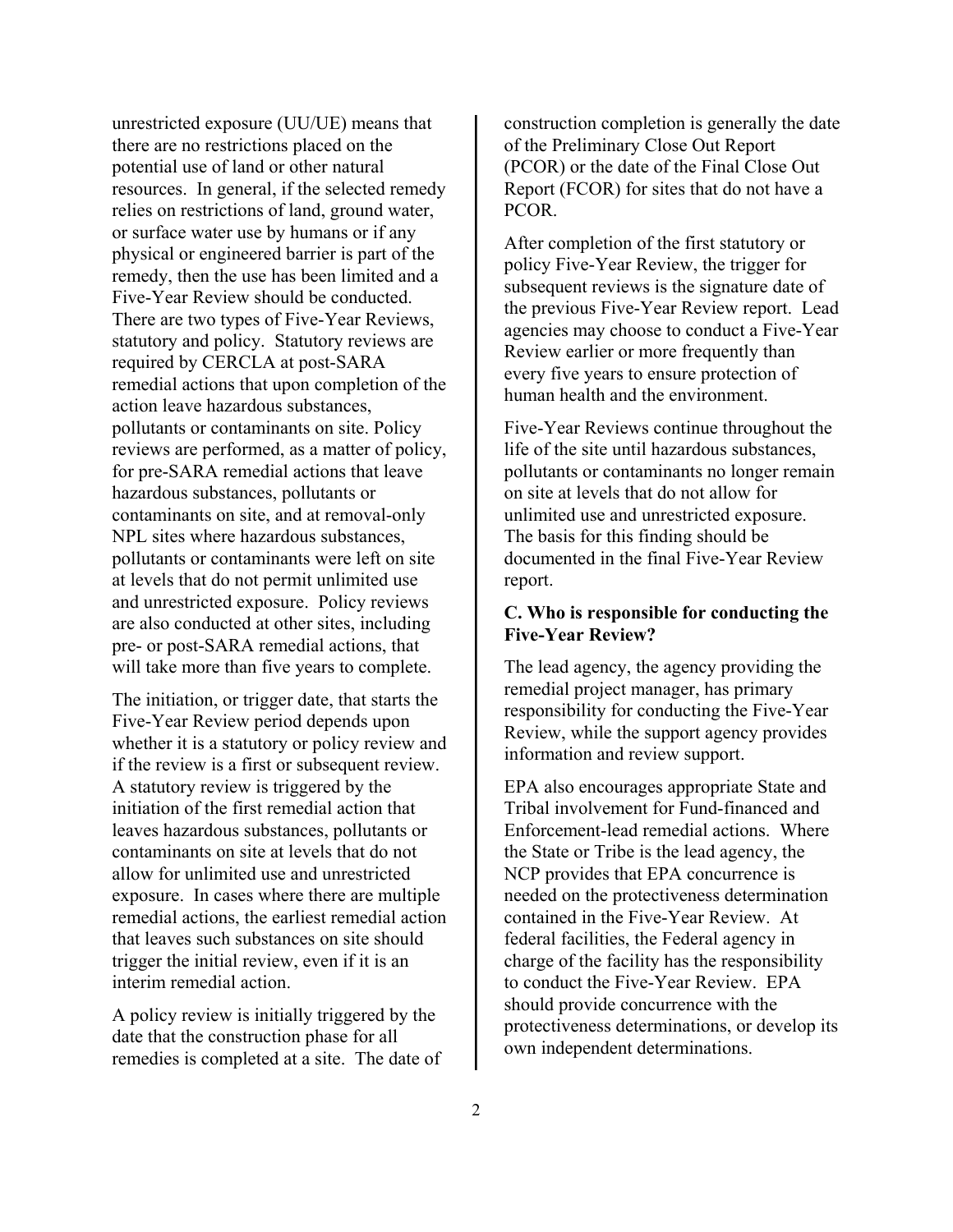unrestricted exposure (UU/UE) means that there are no restrictions placed on the potential use of land or other natural resources. In general, if the selected remedy relies on restrictions of land, ground water, or surface water use by humans or if any physical or engineered barrier is part of the remedy, then the use has been limited and a Five-Year Review should be conducted. There are two types of Five-Year Reviews, statutory and policy. Statutory reviews are required by CERCLA at post-SARA remedial actions that upon completion of the action leave hazardous substances, pollutants or contaminants on site. Policy reviews are performed, as a matter of policy, for pre-SARA remedial actions that leave hazardous substances, pollutants or contaminants on site, and at removal-only NPL sites where hazardous substances, pollutants or contaminants were left on site at levels that do not permit unlimited use and unrestricted exposure. Policy reviews are also conducted at other sites, including pre- or post-SARA remedial actions, that will take more than five years to complete.

The initiation, or trigger date, that starts the Five-Year Review period depends upon whether it is a statutory or policy review and if the review is a first or subsequent review. A statutory review is triggered by the initiation of the first remedial action that leaves hazardous substances, pollutants or contaminants on site at levels that do not allow for unlimited use and unrestricted exposure. In cases where there are multiple remedial actions, the earliest remedial action that leaves such substances on site should trigger the initial review, even if it is an interim remedial action.

A policy review is initially triggered by the date that the construction phase for all remedies is completed at a site. The date of construction completion is generally the date of the Preliminary Close Out Report (PCOR) or the date of the Final Close Out Report (FCOR) for sites that do not have a PCOR.

After completion of the first statutory or policy Five-Year Review, the trigger for subsequent reviews is the signature date of the previous Five-Year Review report. Lead agencies may choose to conduct a Five-Year Review earlier or more frequently than every five years to ensure protection of human health and the environment.

Five-Year Reviews continue throughout the life of the site until hazardous substances, pollutants or contaminants no longer remain on site at levels that do not allow for unlimited use and unrestricted exposure. The basis for this finding should be documented in the final Five-Year Review report.

**C. Who is responsible for conducting the Five-Year Review?**

The lead agency, the agency providing the remedial project manager, has primary responsibility for conducting the Five-Year Review, while the support agency provides information and review support.

EPA also encourages appropriate State and Tribal involvement for Fund-financed and Enforcement-lead remedial actions. Where the State or Tribe is the lead agency, the NCP provides that EPA concurrence is needed on the protectiveness determination contained in the Five-Year Review. At federal facilities, the Federal agency in charge of the facility has the responsibility to conduct the Five-Year Review. EPA should provide concurrence with the protectiveness determinations, or develop its own independent determinations.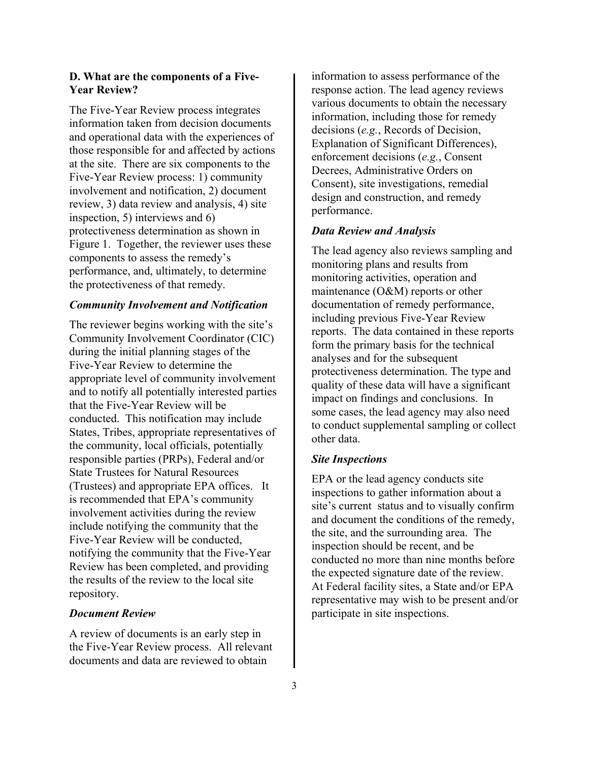### D. What are the components of a Five-Year Review?

The Five-Year Review process integrates information taken from decision documents and operational data with the experiences of those responsible for and affected by actions at the site. There are six components to the Five-Year Review process: 1) community involvement and notification, 2) document review, 3) data review and analysis, 4) site inspection, 5) interviews and 6) protectiveness determination as shown in Figure 1. Together, the reviewer uses these components to assess the remedy's performance, and, ultimately, to determine the protectiveness of that remedy.

#### *Community Involvement and Notification*

The reviewer begins working with the site's Community Involvement Coordinator (CIC) during the initial planning stages of the Five-Year Review to determine the appropriate level of community involvement and to notify all potentially interested parties that the Five-Year Review will be conducted. This notification may include States, Tribes, appropriate representatives of the community, local officials, potentially responsible parties (PRPs), Federal and/or State Trustees for Natural Resources (Trustees) and appropriate EPA offices. It is recommended that EPA's community involvement activities during the review include notifying the community that the Five-Year Review will be conducted, notifying the community that the Five-Year Review has been completed, and providing the results of the review to the local site repository.

#### *Document Review*

A review of documents is an early step in the Five-Year Review process. All relevant documents and data are reviewed to obtain information to assess performance of the response action. The lead agency reviews various documents to obtain the necessary information, including those for remedy decisions (*e.g.*, Records of Decision, Explanation of Significant Differences), enforcement decisions (*e.g.*, Consent Decrees, Administrative Orders on Consent), site investigations, remedial design and construction, and remedy performance.

#### *Data Review and Analysis*

The lead agency also reviews sampling and monitoring plans and results from monitoring activities, operation and maintenance (O&M) reports or other documentation of remedy performance, including previous Five-Year Review reports. The data contained in these reports form the primary basis for the technical analyses and for the subsequent protectiveness determination. The type and quality of these data will have a significant impact on findings and conclusions. In some cases, the lead agency may also need to conduct supplemental sampling or collect other data.

#### *Site Inspections*

EPA or the lead agency conducts site inspections to gather information about a site's current status and to visually confirm and document the conditions of the remedy, the site, and the surrounding area. The inspection should be recent, and be conducted no more than nine months before the expected signature date of the review. At Federal facility sites, a State and/or EPA representative may wish to be present and/or participate in site inspections.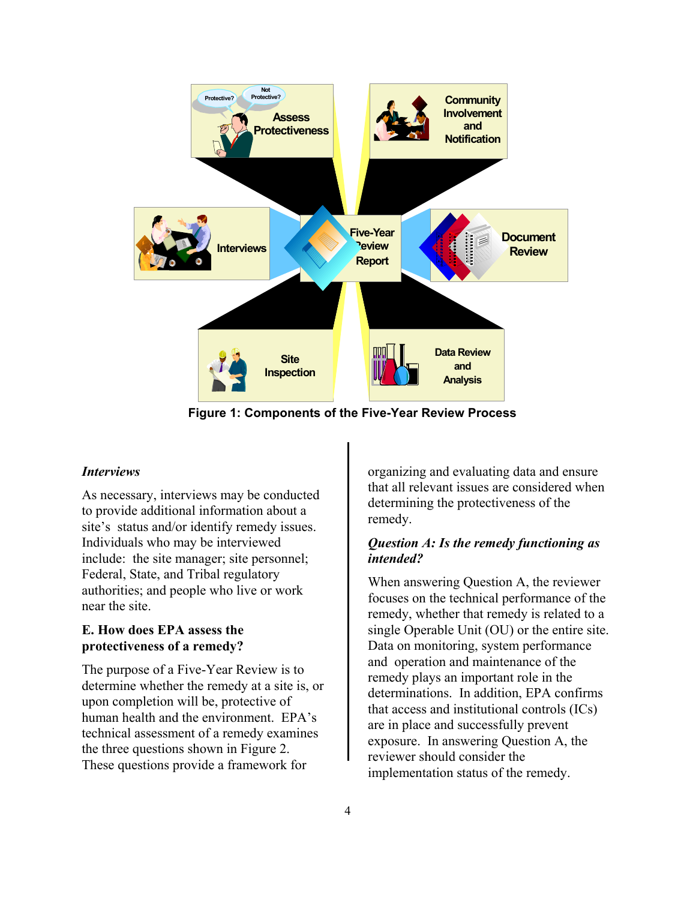**Figure 1: Components of the Five-Year Review Process**

*Interviews*

As necessary, interviews may be conducted to provide additional information about a site's status and/or identify remedy issues. Individuals who may be interviewed include: the site manager; site personnel; Federal, State, and Tribal regulatory authorities; and people who live or work near the site.

**E. How does EPA assess the protectiveness of a remedy?**

The purpose of a Five-Year Review is to determine whether the remedy at a site is, or upon completion will be, protective of human health and the environment. EPA's technical assessment of a remedy examines the three questions shown in Figure 2. These questions provide a framework for organizing and evaluating data and ensure that all relevant issues are considered when determining the protectiveness of the remedy.

***Question A: Is the remedy functioning as intended?***

When answering Question A, the reviewer focuses on the technical performance of the remedy, whether that remedy is related to a single Operable Unit (OU) or the entire site. Data on monitoring, system performance and operation and maintenance of the remedy plays an important role in the determinations. In addition, EPA confirms that access and institutional controls (ICs) are in place and successfully prevent exposure. In answering Question A, the reviewer should consider the implementation status of the remedy.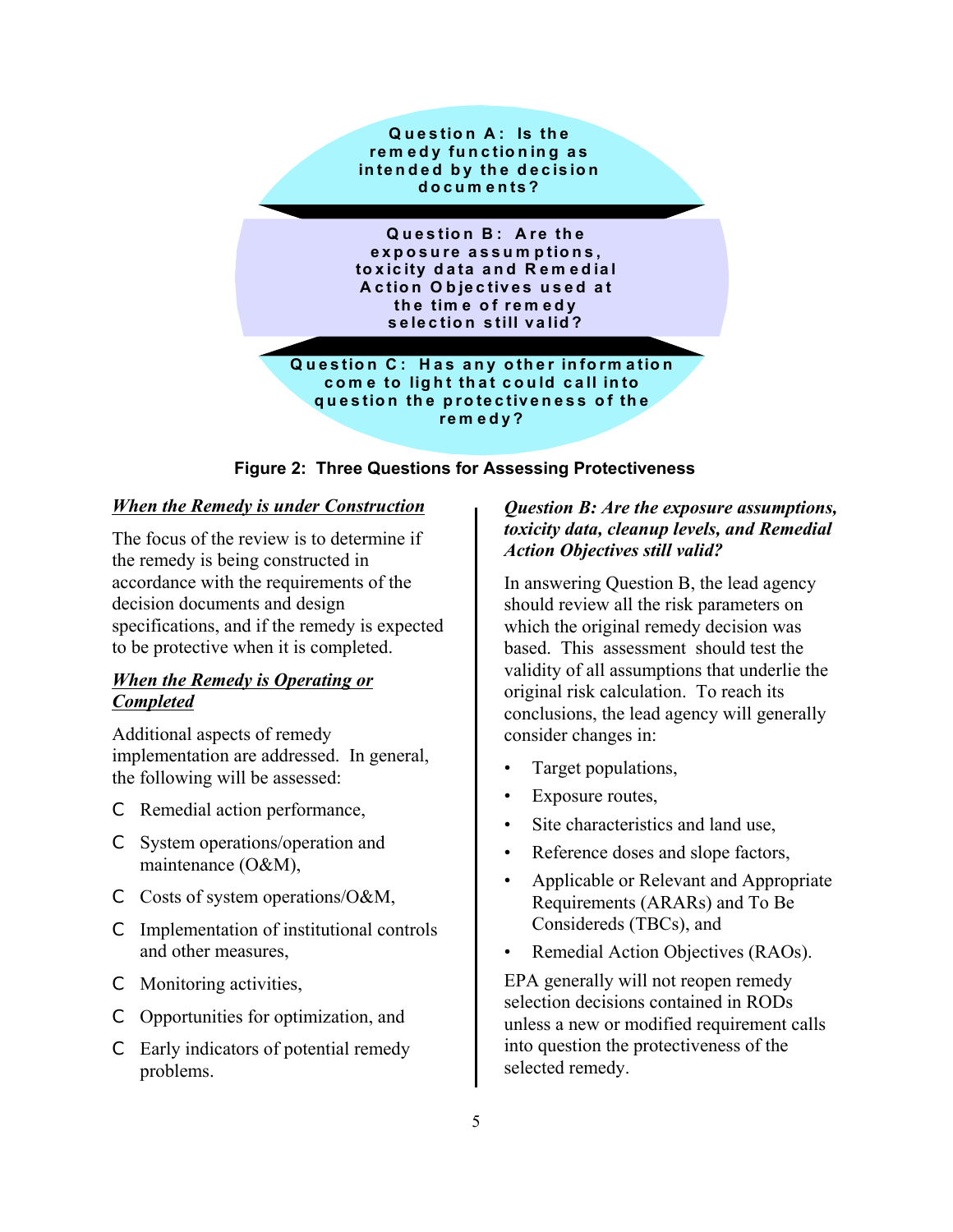Question A: Is the remedy functioning as intended by the decision documents?

Question B: Are the exposure assumptions, toxicity data and Remedial Action Objectives used at the time of remedy selection still valid?

Question C: Has any other information come to light that could call into question the protectiveness of the remedy?

**Figure 2: Three Questions for Assessing Protectiveness**

***When the Remedy is under Construction***

The focus of the review is to determine if the remedy is being constructed in accordance with the requirements of the decision documents and design specifications, and if the remedy is expected to be protective when it is completed.

***When the Remedy is Operating or Completed***

Additional aspects of remedy implementation are addressed. In general, the following will be assessed:

- Remedial action performance,
- System operations/operation and maintenance (O&M),
- Costs of system operations/O&M,
- Implementation of institutional controls and other measures,
- Monitoring activities,
- Opportunities for optimization, and
- Early indicators of potential remedy problems.

***Question B: Are the exposure assumptions, toxicity data, cleanup levels, and Remedial Action Objectives still valid?***

In answering Question B, the lead agency should review all the risk parameters on which the original remedy decision was based. This assessment should test the validity of all assumptions that underlie the original risk calculation. To reach its conclusions, the lead agency will generally consider changes in:

- Target populations,
- Exposure routes,
- Site characteristics and land use,
- Reference doses and slope factors,
- Applicable or Relevant and Appropriate Requirements (ARARs) and To Be Considereds (TBCs), and
- Remedial Action Objectives (RAOs).

EPA generally will not reopen remedy selection decisions contained in RODs unless a new or modified requirement calls into question the protectiveness of the selected remedy.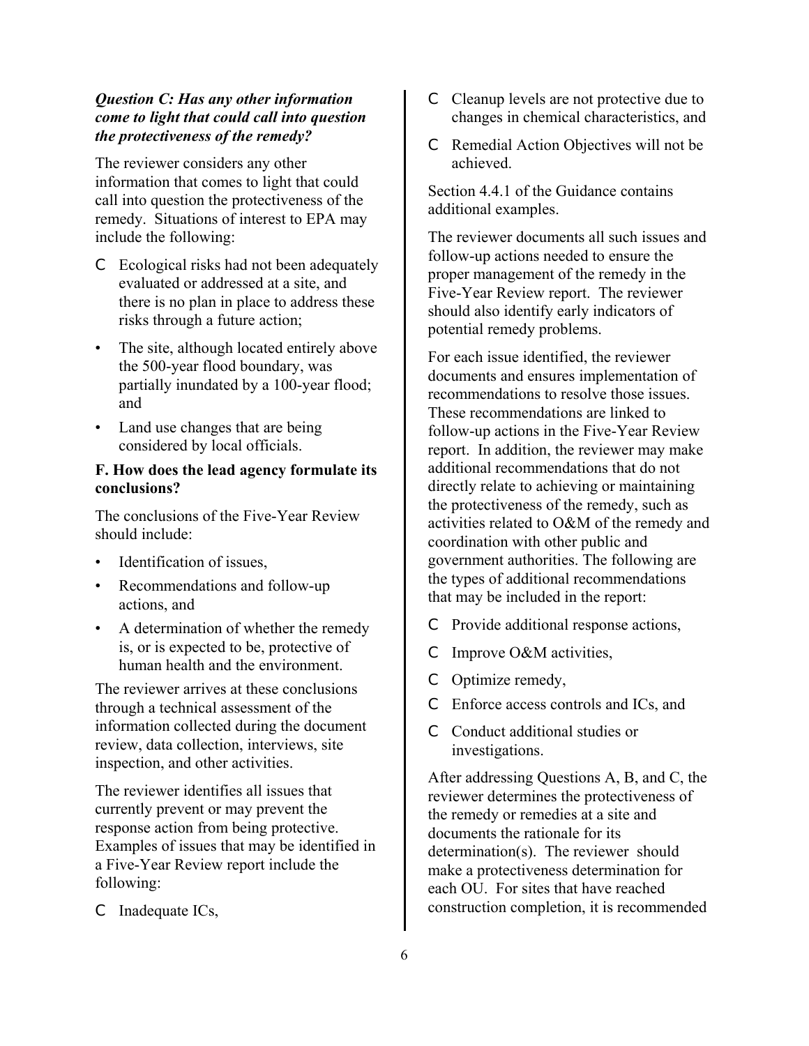***Question C: Has any other information come to light that could call into question the protectiveness of the remedy?***

The reviewer considers any other information that comes to light that could call into question the protectiveness of the remedy. Situations of interest to EPA may include the following:

- Ecological risks had not been adequately evaluated or addressed at a site, and there is no plan in place to address these risks through a future action;
- The site, although located entirely above the 500-year flood boundary, was partially inundated by a 100-year flood; and
- Land use changes that are being considered by local officials.

**F. How does the lead agency formulate its conclusions?**

The conclusions of the Five-Year Review should include:

- Identification of issues,
- Recommendations and follow-up actions, and
- A determination of whether the remedy is, or is expected to be, protective of human health and the environment.

The reviewer arrives at these conclusions through a technical assessment of the information collected during the document review, data collection, interviews, site inspection, and other activities.

The reviewer identifies all issues that currently prevent or may prevent the response action from being protective. Examples of issues that may be identified in a Five-Year Review report include the following:

- Inadequate ICs,
- Cleanup levels are not protective due to changes in chemical characteristics, and
- Remedial Action Objectives will not be achieved.

Section 4.4.1 of the Guidance contains additional examples.

The reviewer documents all such issues and follow-up actions needed to ensure the proper management of the remedy in the Five-Year Review report. The reviewer should also identify early indicators of potential remedy problems.

For each issue identified, the reviewer documents and ensures implementation of recommendations to resolve those issues. These recommendations are linked to follow-up actions in the Five-Year Review report. In addition, the reviewer may make additional recommendations that do not directly relate to achieving or maintaining the protectiveness of the remedy, such as activities related to O&M of the remedy and coordination with other public and government authorities. The following are the types of additional recommendations that may be included in the report:

- Provide additional response actions,
- Improve O&M activities,
- Optimize remedy,
- Enforce access controls and ICs, and
- Conduct additional studies or investigations.

After addressing Questions A, B, and C, the reviewer determines the protectiveness of the remedy or remedies at a site and documents the rationale for its determination(s). The reviewer should make a protectiveness determination for each OU. For sites that have reached construction completion, it is recommended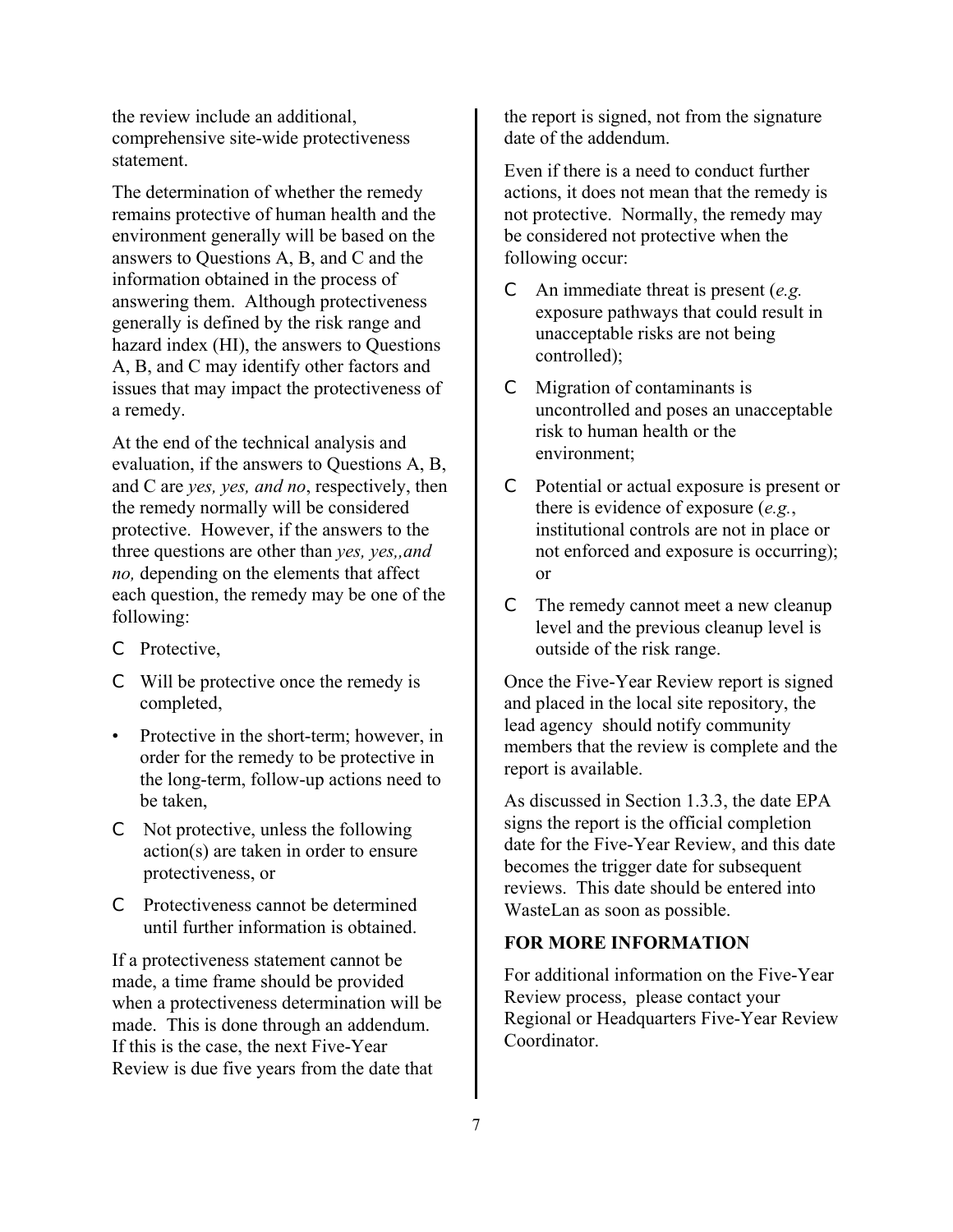the review include an additional, comprehensive site-wide protectiveness statement.

The determination of whether the remedy remains protective of human health and the environment generally will be based on the answers to Questions A, B, and C and the information obtained in the process of answering them. Although protectiveness generally is defined by the risk range and hazard index (HI), the answers to Questions A, B, and C may identify other factors and issues that may impact the protectiveness of a remedy.

At the end of the technical analysis and evaluation, if the answers to Questions A, B, and C are *yes, yes, and no*, respectively, then the remedy normally will be considered protective. However, if the answers to the three questions are other than *yes, yes,,and no,* depending on the elements that affect each question, the remedy may be one of the following:

- Protective,
- Will be protective once the remedy is completed,
- Protective in the short-term; however, in order for the remedy to be protective in the long-term, follow-up actions need to be taken,
- Not protective, unless the following action(s) are taken in order to ensure protectiveness, or
- Protectiveness cannot be determined until further information is obtained.

If a protectiveness statement cannot be made, a time frame should be provided when a protectiveness determination will be made. This is done through an addendum. If this is the case, the next Five-Year Review is due five years from the date that the report is signed, not from the signature date of the addendum.

Even if there is a need to conduct further actions, it does not mean that the remedy is not protective. Normally, the remedy may be considered not protective when the following occur:

- An immediate threat is present (*e.g.* exposure pathways that could result in unacceptable risks are not being controlled);
- Migration of contaminants is uncontrolled and poses an unacceptable risk to human health or the environment;
- Potential or actual exposure is present or there is evidence of exposure (*e.g.*, institutional controls are not in place or not enforced and exposure is occurring); or
- The remedy cannot meet a new cleanup level and the previous cleanup level is outside of the risk range.

Once the Five-Year Review report is signed and placed in the local site repository, the lead agency should notify community members that the review is complete and the report is available.

As discussed in Section 1.3.3, the date EPA signs the report is the official completion date for the Five-Year Review, and this date becomes the trigger date for subsequent reviews. This date should be entered into WasteLan as soon as possible.

## FOR MORE INFORMATION

For additional information on the Five-Year Review process, please contact your Regional or Headquarters Five-Year Review Coordinator.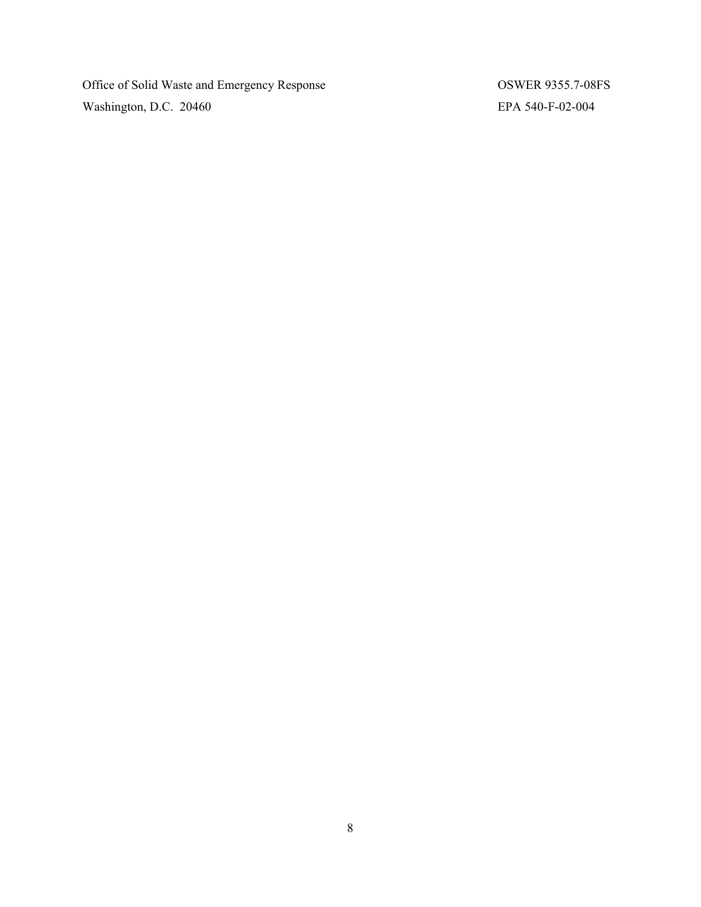Office of Solid Waste and Emergency Response　　OSWER 9355.7-08FS

Washington, D.C. 20460　　EPA 540-F-02-004